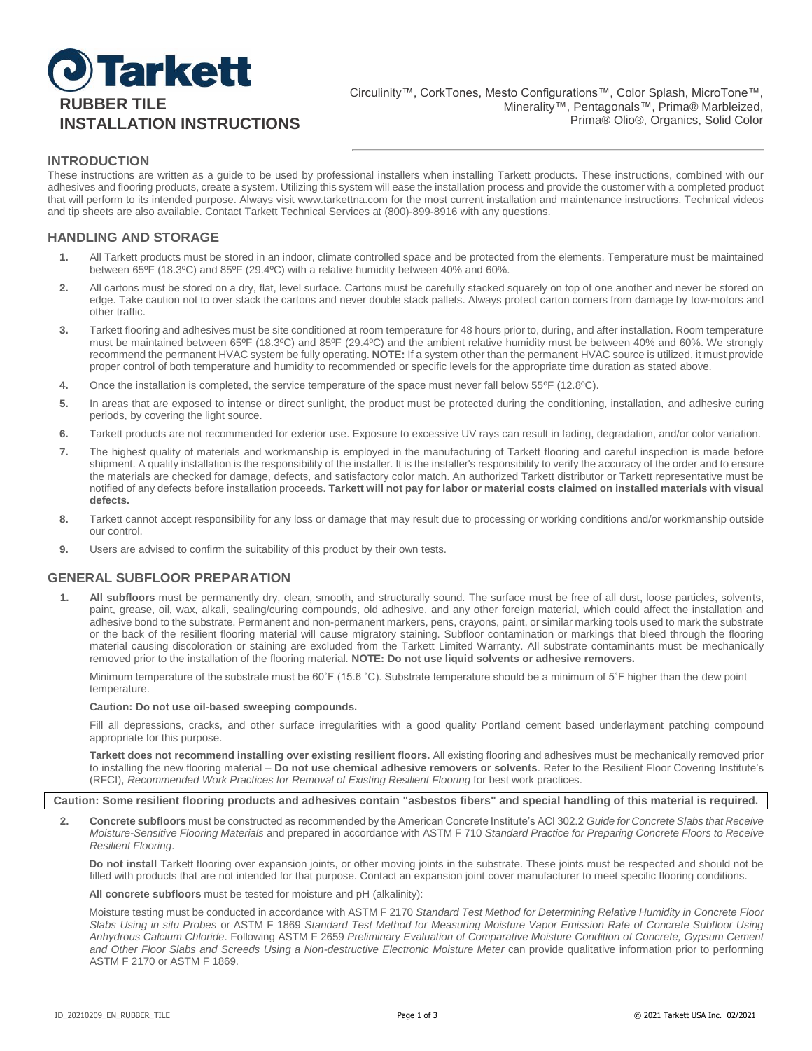# Tarkett

## RUBBER TILE INSTALLATION INSTRUCTIONS

Circulinity™, CorkTones, Mesto Configurations™, Color Splash, MicroTone™, Minerality™, Pentagonals™, Prima® Marbleized, Prima® Olio®, Organics, Solid Color

## INTRODUCTION

These instructions are written as a guide to be used by professional installers when installing Tarkett products. These instructions, combined with our adhesives and flooring products, create a system. Utilizing this system will ease the installation process and provide the customer with a completed product that will perform to its intended purpose. Always visit www.tarkettna.com for the most current installation and maintenance instructions. Technical videos and tip sheets are also available. Contact Tarkett Technical Services at (800)-899-8916 with any questions.

## HANDLING AND STORAGE

1. All Tarkett products must be stored in an indoor, climate controlled space and be protected from the elements. Temperature must be maintained between 65ºF (18.3ºC) and 85ºF (29.4ºC) with a relative humidity between 40% and 60%.
2. All cartons must be stored on a dry, flat, level surface. Cartons must be carefully stacked squarely on top of one another and never be stored on edge. Take caution not to over stack the cartons and never double stack pallets. Always protect carton corners from damage by tow-motors and other traffic.
3. Tarkett flooring and adhesives must be site conditioned at room temperature for 48 hours prior to, during, and after installation. Room temperature must be maintained between 65ºF (18.3ºC) and 85ºF (29.4ºC) and the ambient relative humidity must be between 40% and 60%. We strongly recommend the permanent HVAC system be fully operating. **NOTE:** If a system other than the permanent HVAC source is utilized, it must provide proper control of both temperature and humidity to recommended or specific levels for the appropriate time duration as stated above.
4. Once the installation is completed, the service temperature of the space must never fall below 55ºF (12.8ºC).
5. In areas that are exposed to intense or direct sunlight, the product must be protected during the conditioning, installation, and adhesive curing periods, by covering the light source.
6. Tarkett products are not recommended for exterior use. Exposure to excessive UV rays can result in fading, degradation, and/or color variation.
7. The highest quality of materials and workmanship is employed in the manufacturing of Tarkett flooring and careful inspection is made before shipment. A quality installation is the responsibility of the installer. It is the installer's responsibility to verify the accuracy of the order and to ensure the materials are checked for damage, defects, and satisfactory color match. An authorized Tarkett distributor or Tarkett representative must be notified of any defects before installation proceeds. **Tarkett will not pay for labor or material costs claimed on installed materials with visual defects.**
8. Tarkett cannot accept responsibility for any loss or damage that may result due to processing or working conditions and/or workmanship outside our control.
9. Users are advised to confirm the suitability of this product by their own tests.

## GENERAL SUBFLOOR PREPARATION

1. **All subfloors** must be permanently dry, clean, smooth, and structurally sound. The surface must be free of all dust, loose particles, solvents, paint, grease, oil, wax, alkali, sealing/curing compounds, old adhesive, and any other foreign material, which could affect the installation and adhesive bond to the substrate. Permanent and non-permanent markers, pens, crayons, paint, or similar marking tools used to mark the substrate or the back of the resilient flooring material will cause migratory staining. Subfloor contamination or markings that bleed through the flooring material causing discoloration or staining are excluded from the Tarkett Limited Warranty. All substrate contaminants must be mechanically removed prior to the installation of the flooring material. **NOTE: Do not use liquid solvents or adhesive removers.**

   Minimum temperature of the substrate must be 60˚F (15.6 ˚C). Substrate temperature should be a minimum of 5˚F higher than the dew point temperature.

   **Caution: Do not use oil-based sweeping compounds.**

   Fill all depressions, cracks, and other surface irregularities with a good quality Portland cement based underlayment patching compound appropriate for this purpose.

   **Tarkett does not recommend installing over existing resilient floors.** All existing flooring and adhesives must be mechanically removed prior to installing the new flooring material – **Do not use chemical adhesive removers or solvents**. Refer to the Resilient Floor Covering Institute's (RFCI), *Recommended Work Practices for Removal of Existing Resilient Flooring* for best work practices.

**Caution: Some resilient flooring products and adhesives contain "asbestos fibers" and special handling of this material is required.**

2. **Concrete subfloors** must be constructed as recommended by the American Concrete Institute's ACI 302.2 *Guide for Concrete Slabs that Receive Moisture-Sensitive Flooring Materials* and prepared in accordance with ASTM F 710 *Standard Practice for Preparing Concrete Floors to Receive Resilient Flooring*.

   **Do not install** Tarkett flooring over expansion joints, or other moving joints in the substrate. These joints must be respected and should not be filled with products that are not intended for that purpose. Contact an expansion joint cover manufacturer to meet specific flooring conditions.

   **All concrete subfloors** must be tested for moisture and pH (alkalinity):

   Moisture testing must be conducted in accordance with ASTM F 2170 *Standard Test Method for Determining Relative Humidity in Concrete Floor Slabs Using in situ Probes* or ASTM F 1869 *Standard Test Method for Measuring Moisture Vapor Emission Rate of Concrete Subfloor Using Anhydrous Calcium Chloride*. Following ASTM F 2659 *Preliminary Evaluation of Comparative Moisture Condition of Concrete, Gypsum Cement and Other Floor Slabs and Screeds Using a Non-destructive Electronic Moisture Meter* can provide qualitative information prior to performing ASTM F 2170 or ASTM F 1869.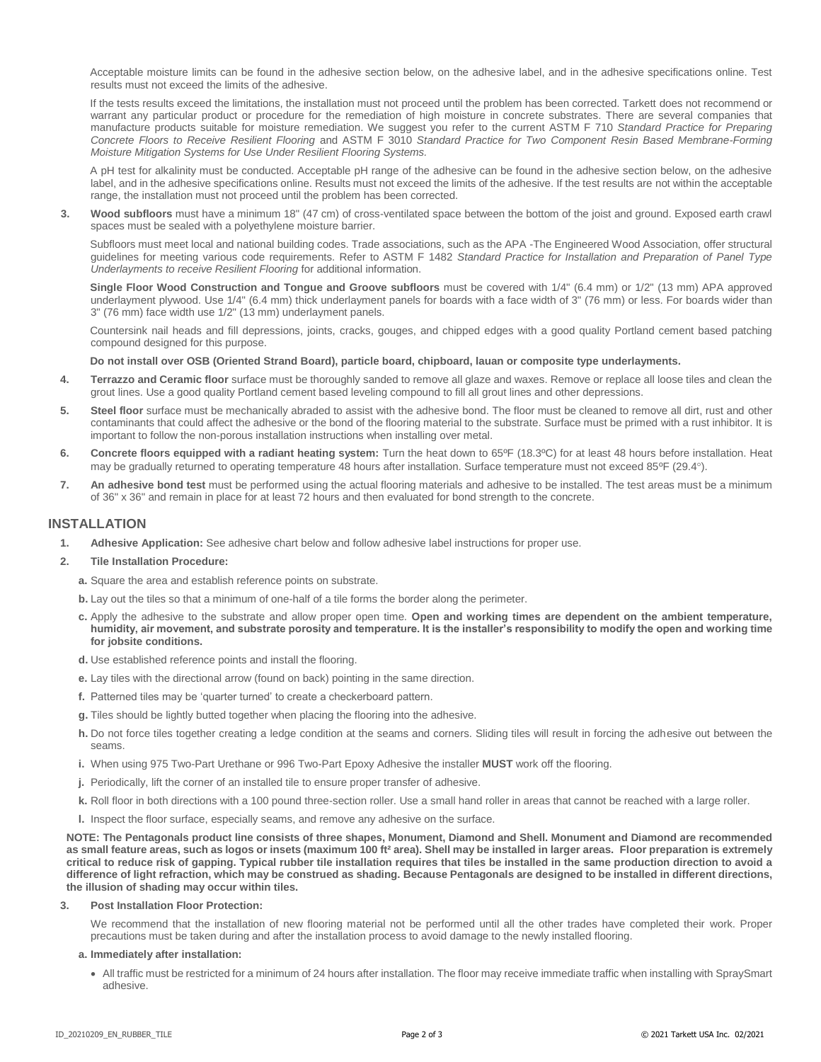Acceptable moisture limits can be found in the adhesive section below, on the adhesive label, and in the adhesive specifications online. Test results must not exceed the limits of the adhesive.

If the tests results exceed the limitations, the installation must not proceed until the problem has been corrected. Tarkett does not recommend or warrant any particular product or procedure for the remediation of high moisture in concrete substrates. There are several companies that manufacture products suitable for moisture remediation. We suggest you refer to the current ASTM F 710 *Standard Practice for Preparing Concrete Floors to Receive Resilient Flooring* and ASTM F 3010 *Standard Practice for Two Component Resin Based Membrane-Forming Moisture Mitigation Systems for Use Under Resilient Flooring Systems.*

A pH test for alkalinity must be conducted. Acceptable pH range of the adhesive can be found in the adhesive section below, on the adhesive label, and in the adhesive specifications online. Results must not exceed the limits of the adhesive. If the test results are not within the acceptable range, the installation must not proceed until the problem has been corrected.

3. **Wood subfloors** must have a minimum 18" (47 cm) of cross-ventilated space between the bottom of the joist and ground. Exposed earth crawl spaces must be sealed with a polyethylene moisture barrier.

   Subfloors must meet local and national building codes. Trade associations, such as the APA -The Engineered Wood Association, offer structural guidelines for meeting various code requirements. Refer to ASTM F 1482 *Standard Practice for Installation and Preparation of Panel Type Underlayments to receive Resilient Flooring* for additional information.

   **Single Floor Wood Construction and Tongue and Groove subfloors** must be covered with 1/4" (6.4 mm) or 1/2" (13 mm) APA approved underlayment plywood. Use 1/4" (6.4 mm) thick underlayment panels for boards with a face width of 3" (76 mm) or less. For boards wider than 3" (76 mm) face width use 1/2" (13 mm) underlayment panels.

   Countersink nail heads and fill depressions, joints, cracks, gouges, and chipped edges with a good quality Portland cement based patching compound designed for this purpose.

   **Do not install over OSB (Oriented Strand Board), particle board, chipboard, lauan or composite type underlayments.**

4. **Terrazzo and Ceramic floor** surface must be thoroughly sanded to remove all glaze and waxes. Remove or replace all loose tiles and clean the grout lines. Use a good quality Portland cement based leveling compound to fill all grout lines and other depressions.

5. **Steel floor** surface must be mechanically abraded to assist with the adhesive bond. The floor must be cleaned to remove all dirt, rust and other contaminants that could affect the adhesive or the bond of the flooring material to the substrate. Surface must be primed with a rust inhibitor. It is important to follow the non-porous installation instructions when installing over metal.

6. **Concrete floors equipped with a radiant heating system:** Turn the heat down to 65ºF (18.3ºC) for at least 48 hours before installation. Heat may be gradually returned to operating temperature 48 hours after installation. Surface temperature must not exceed 85ºF (29.4°).

7. **An adhesive bond test** must be performed using the actual flooring materials and adhesive to be installed. The test areas must be a minimum of 36" x 36" and remain in place for at least 72 hours and then evaluated for bond strength to the concrete.

## INSTALLATION

1. **Adhesive Application:** See adhesive chart below and follow adhesive label instructions for proper use.

2. **Tile Installation Procedure:**

   **a.** Square the area and establish reference points on substrate.

   **b.** Lay out the tiles so that a minimum of one-half of a tile forms the border along the perimeter.

   **c.** Apply the adhesive to the substrate and allow proper open time. **Open and working times are dependent on the ambient temperature, humidity, air movement, and substrate porosity and temperature. It is the installer's responsibility to modify the open and working time for jobsite conditions.**

   **d.** Use established reference points and install the flooring.

   **e.** Lay tiles with the directional arrow (found on back) pointing in the same direction.

   **f.** Patterned tiles may be 'quarter turned' to create a checkerboard pattern.

   **g.** Tiles should be lightly butted together when placing the flooring into the adhesive.

   **h.** Do not force tiles together creating a ledge condition at the seams and corners. Sliding tiles will result in forcing the adhesive out between the seams.

   **i.** When using 975 Two-Part Urethane or 996 Two-Part Epoxy Adhesive the installer **MUST** work off the flooring.

   **j.** Periodically, lift the corner of an installed tile to ensure proper transfer of adhesive.

   **k.** Roll floor in both directions with a 100 pound three-section roller. Use a small hand roller in areas that cannot be reached with a large roller.

   **l.** Inspect the floor surface, especially seams, and remove any adhesive on the surface.

**NOTE: The Pentagonals product line consists of three shapes, Monument, Diamond and Shell. Monument and Diamond are recommended as small feature areas, such as logos or insets (maximum 100 ft² area). Shell may be installed in larger areas. Floor preparation is extremely critical to reduce risk of gapping. Typical rubber tile installation requires that tiles be installed in the same production direction to avoid a difference of light refraction, which may be construed as shading. Because Pentagonals are designed to be installed in different directions, the illusion of shading may occur within tiles.**

3. **Post Installation Floor Protection:**

   We recommend that the installation of new flooring material not be performed until all the other trades have completed their work. Proper precautions must be taken during and after the installation process to avoid damage to the newly installed flooring.

   **a. Immediately after installation:**

   - All traffic must be restricted for a minimum of 24 hours after installation. The floor may receive immediate traffic when installing with SpraySmart adhesive.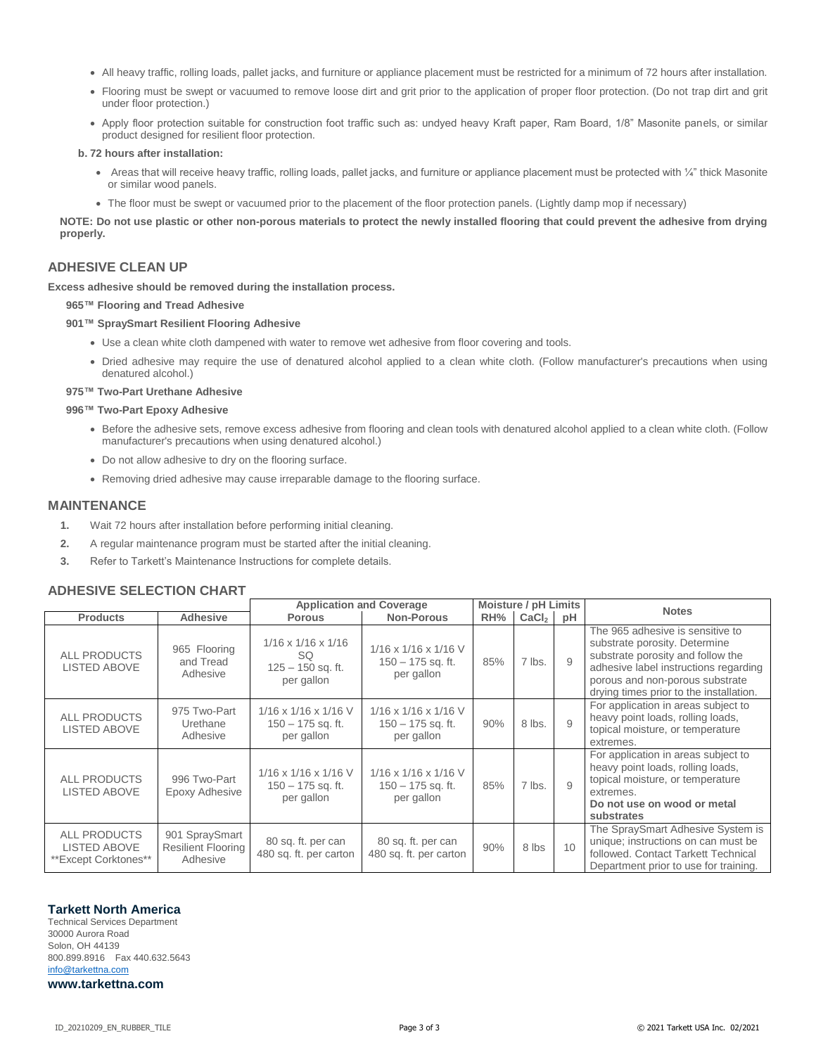- All heavy traffic, rolling loads, pallet jacks, and furniture or appliance placement must be restricted for a minimum of 72 hours after installation.
- Flooring must be swept or vacuumed to remove loose dirt and grit prior to the application of proper floor protection. (Do not trap dirt and grit under floor protection.)
- Apply floor protection suitable for construction foot traffic such as: undyed heavy Kraft paper, Ram Board, 1/8" Masonite panels, or similar product designed for resilient floor protection.

**b. 72 hours after installation:**

- Areas that will receive heavy traffic, rolling loads, pallet jacks, and furniture or appliance placement must be protected with ¼" thick Masonite or similar wood panels.
- The floor must be swept or vacuumed prior to the placement of the floor protection panels. (Lightly damp mop if necessary)

**NOTE: Do not use plastic or other non-porous materials to protect the newly installed flooring that could prevent the adhesive from drying properly.**

## ADHESIVE CLEAN UP

**Excess adhesive should be removed during the installation process.**

**965™ Flooring and Tread Adhesive**

**901™ SpraySmart Resilient Flooring Adhesive**

- Use a clean white cloth dampened with water to remove wet adhesive from floor covering and tools.
- Dried adhesive may require the use of denatured alcohol applied to a clean white cloth. (Follow manufacturer's precautions when using denatured alcohol.)

**975™ Two-Part Urethane Adhesive**

**996™ Two-Part Epoxy Adhesive**

- Before the adhesive sets, remove excess adhesive from flooring and clean tools with denatured alcohol applied to a clean white cloth. (Follow manufacturer's precautions when using denatured alcohol.)
- Do not allow adhesive to dry on the flooring surface.
- Removing dried adhesive may cause irreparable damage to the flooring surface.

## MAINTENANCE

1. Wait 72 hours after installation before performing initial cleaning.
2. A regular maintenance program must be started after the initial cleaning.
3. Refer to Tarkett's Maintenance Instructions for complete details.

## ADHESIVE SELECTION CHART

| | | Application and Coverage | | Moisture / pH Limits | | | Notes |
|---|---|---|---|---|---|---|---|
| **Products** | **Adhesive** | **Porous** | **Non-Porous** | **RH%** | **$CaCl_2$** | **pH** | |
| ALL PRODUCTS LISTED ABOVE | 965 Flooring and Tread Adhesive | 1/16 x 1/16 x 1/16 SQ 125 – 150 sq. ft. per gallon | 1/16 x 1/16 x 1/16 V 150 – 175 sq. ft. per gallon | 85% | 7 lbs. | 9 | The 965 adhesive is sensitive to substrate porosity. Determine substrate porosity and follow the adhesive label instructions regarding porous and non-porous substrate drying times prior to the installation. |
| ALL PRODUCTS LISTED ABOVE | 975 Two-Part Urethane Adhesive | 1/16 x 1/16 x 1/16 V 150 – 175 sq. ft. per gallon | 1/16 x 1/16 x 1/16 V 150 – 175 sq. ft. per gallon | 90% | 8 lbs. | 9 | For application in areas subject to heavy point loads, rolling loads, topical moisture, or temperature extremes. |
| ALL PRODUCTS LISTED ABOVE | 996 Two-Part Epoxy Adhesive | 1/16 x 1/16 x 1/16 V 150 – 175 sq. ft. per gallon | 1/16 x 1/16 x 1/16 V 150 – 175 sq. ft. per gallon | 85% | 7 lbs. | 9 | For application in areas subject to heavy point loads, rolling loads, topical moisture, or temperature extremes. **Do not use on wood or metal substrates** |
| ALL PRODUCTS LISTED ABOVE **Except Corktones** | 901 SpraySmart Resilient Flooring Adhesive | 80 sq. ft. per can 480 sq. ft. per carton | 80 sq. ft. per can 480 sq. ft. per carton | 90% | 8 lbs | 10 | The SpraySmart Adhesive System is unique; instructions on can must be followed. Contact Tarkett Technical Department prior to use for training. |

**Tarkett North America**
Technical Services Department
30000 Aurora Road
Solon, OH 44139
800.899.8916 Fax 440.632.5643
info@tarkettna.com

**www.tarkettna.com**

ID_20210209_EN_RUBBER_TILE

© 2021 Tarkett USA Inc. 02/2021